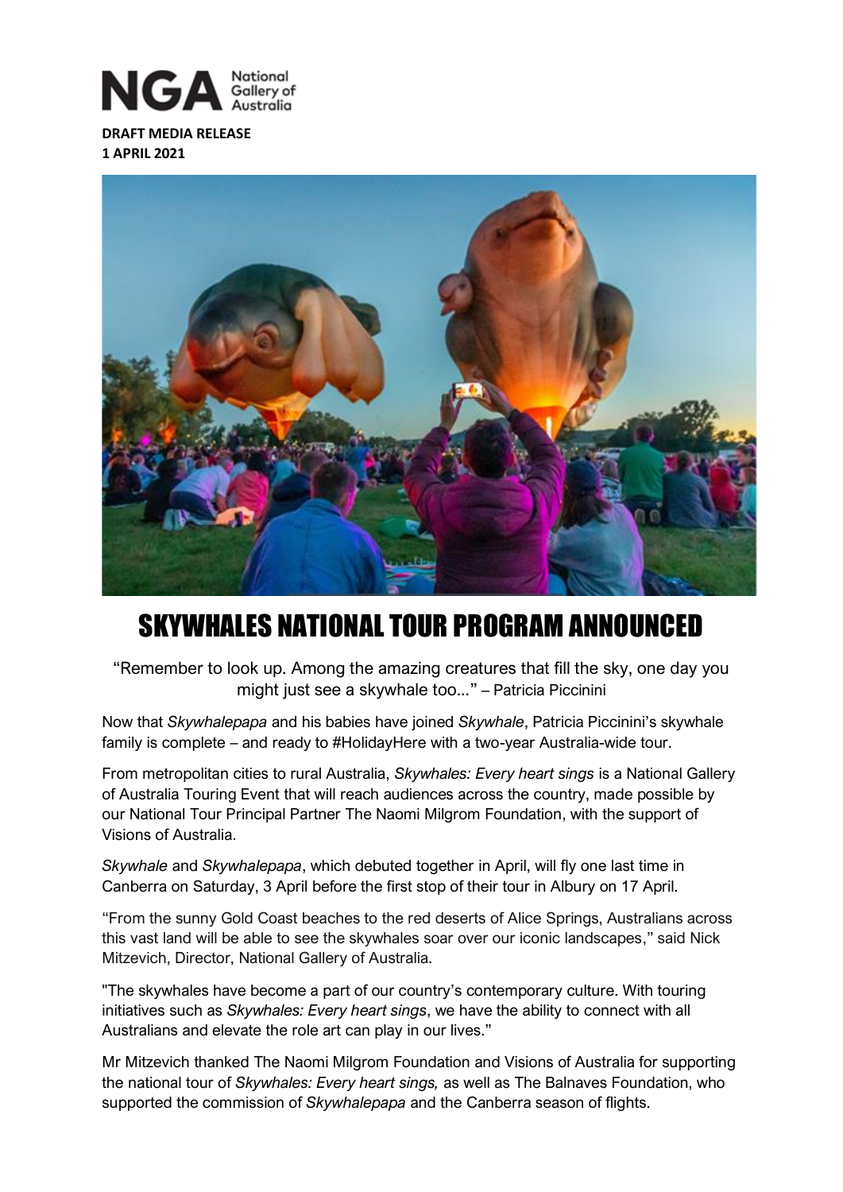**DRAFT MEDIA RELEASE**
**1 APRIL 2021**

# SKYWHALES NATIONAL TOUR PROGRAM ANNOUNCED

"Remember to look up. Among the amazing creatures that fill the sky, one day you might just see a skywhale too..." – Patricia Piccinini

Now that *Skywhalepapa* and his babies have joined *Skywhale*, Patricia Piccinini's skywhale family is complete – and ready to #HolidayHere with a two-year Australia-wide tour.

From metropolitan cities to rural Australia, *Skywhales: Every heart sings* is a National Gallery of Australia Touring Event that will reach audiences across the country, made possible by our National Tour Principal Partner The Naomi Milgrom Foundation, with the support of Visions of Australia.

*Skywhale* and *Skywhalepapa*, which debuted together in April, will fly one last time in Canberra on Saturday, 3 April before the first stop of their tour in Albury on 17 April.

"From the sunny Gold Coast beaches to the red deserts of Alice Springs, Australians across this vast land will be able to see the skywhales soar over our iconic landscapes," said Nick Mitzevich, Director, National Gallery of Australia.

"The skywhales have become a part of our country's contemporary culture. With touring initiatives such as *Skywhales: Every heart sings*, we have the ability to connect with all Australians and elevate the role art can play in our lives."

Mr Mitzevich thanked The Naomi Milgrom Foundation and Visions of Australia for supporting the national tour of *Skywhales: Every heart sings,* as well as The Balnaves Foundation, who supported the commission of *Skywhalepapa* and the Canberra season of flights.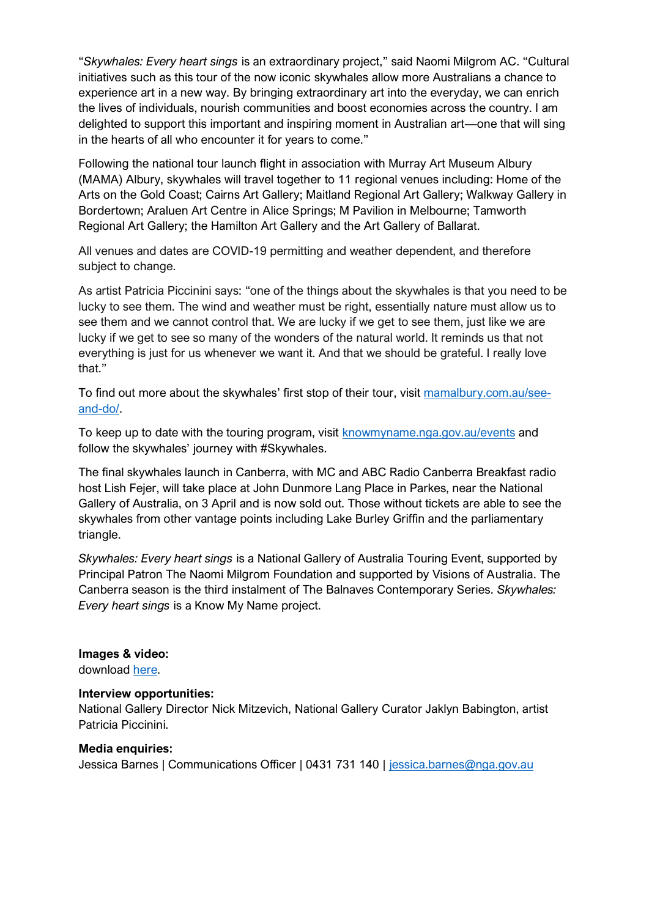"*Skywhales: Every heart sings* is an extraordinary project," said Naomi Milgrom AC. "Cultural initiatives such as this tour of the now iconic skywhales allow more Australians a chance to experience art in a new way. By bringing extraordinary art into the everyday, we can enrich the lives of individuals, nourish communities and boost economies across the country. I am delighted to support this important and inspiring moment in Australian art—one that will sing in the hearts of all who encounter it for years to come."

Following the national tour launch flight in association with Murray Art Museum Albury (MAMA) Albury, skywhales will travel together to 11 regional venues including: Home of the Arts on the Gold Coast; Cairns Art Gallery; Maitland Regional Art Gallery; Walkway Gallery in Bordertown; Araluen Art Centre in Alice Springs; M Pavilion in Melbourne; Tamworth Regional Art Gallery; the Hamilton Art Gallery and the Art Gallery of Ballarat.

All venues and dates are COVID-19 permitting and weather dependent, and therefore subject to change.

As artist Patricia Piccinini says: "one of the things about the skywhales is that you need to be lucky to see them. The wind and weather must be right, essentially nature must allow us to see them and we cannot control that. We are lucky if we get to see them, just like we are lucky if we get to see so many of the wonders of the natural world. It reminds us that not everything is just for us whenever we want it. And that we should be grateful. I really love that."

To find out more about the skywhales' first stop of their tour, visit [mamalbury.com.au/see-and-do/](mamalbury.com.au/see-and-do/).

To keep up to date with the touring program, visit [knowmyname.nga.gov.au/events](knowmyname.nga.gov.au/events) and follow the skywhales' journey with #Skywhales.

The final skywhales launch in Canberra, with MC and ABC Radio Canberra Breakfast radio host Lish Fejer, will take place at John Dunmore Lang Place in Parkes, near the National Gallery of Australia, on 3 April and is now sold out. Those without tickets are able to see the skywhales from other vantage points including Lake Burley Griffin and the parliamentary triangle.

*Skywhales: Every heart sings* is a National Gallery of Australia Touring Event, supported by Principal Patron The Naomi Milgrom Foundation and supported by Visions of Australia. The Canberra season is the third instalment of The Balnaves Contemporary Series. *Skywhales: Every heart sings* is a Know My Name project.

**Images & video:**
download here.

**Interview opportunities:**
National Gallery Director Nick Mitzevich, National Gallery Curator Jaklyn Babington, artist Patricia Piccinini.

**Media enquiries:**
Jessica Barnes | Communications Officer | 0431 731 140 | jessica.barnes@nga.gov.au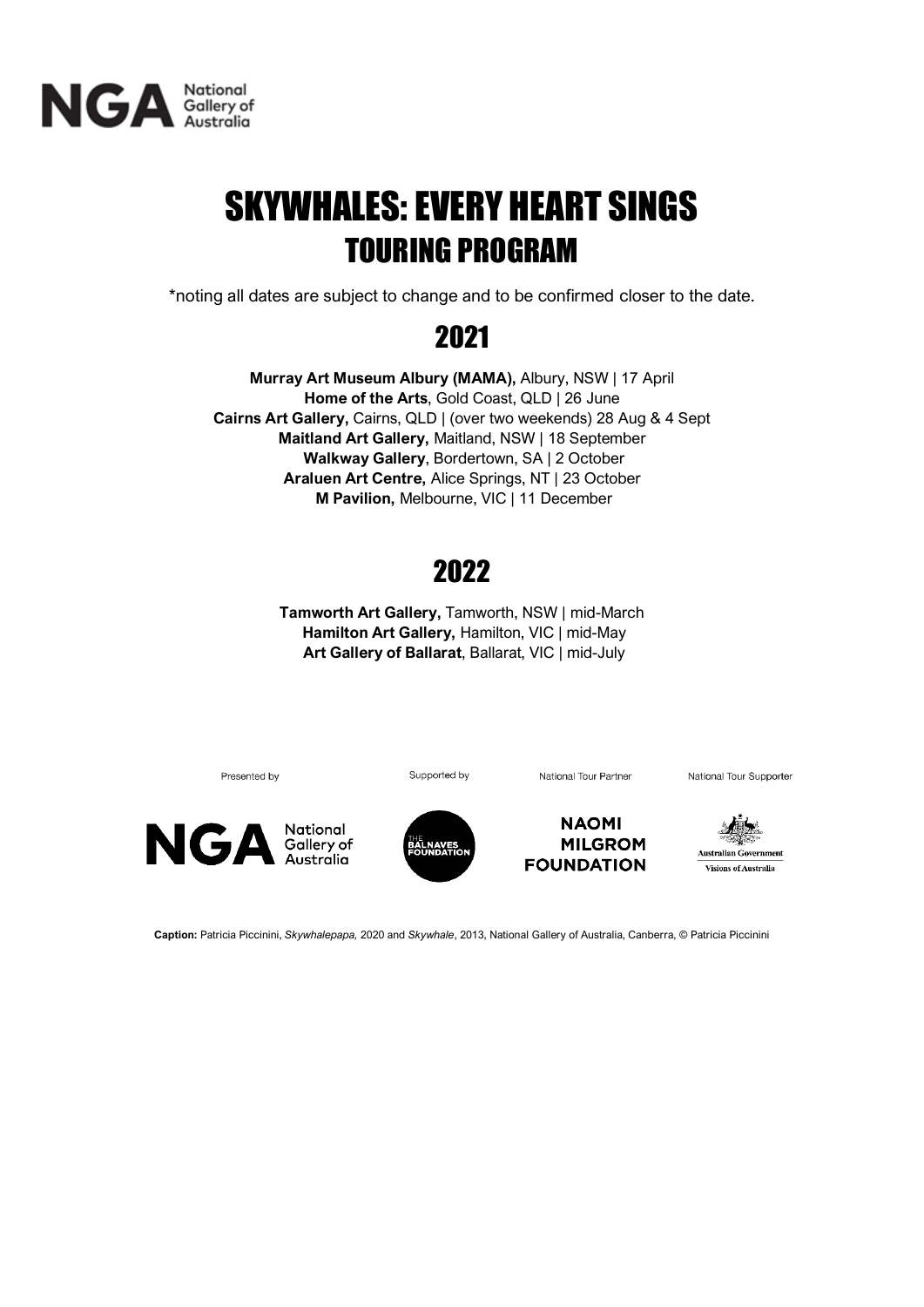# SKYWHALES: EVERY HEART SINGS
## TOURING PROGRAM

*noting all dates are subject to change and to be confirmed closer to the date.

## 2021

**Murray Art Museum Albury (MAMA),** Albury, NSW | 17 April
**Home of the Arts**, Gold Coast, QLD | 26 June
**Cairns Art Gallery,** Cairns, QLD | (over two weekends) 28 Aug & 4 Sept
**Maitland Art Gallery,** Maitland, NSW | 18 September
**Walkway Gallery**, Bordertown, SA | 2 October
**Araluen Art Centre,** Alice Springs, NT | 23 October
**M Pavilion,** Melbourne, VIC | 11 December

## 2022

**Tamworth Art Gallery,** Tamworth, NSW | mid-March
**Hamilton Art Gallery,** Hamilton, VIC | mid-May
**Art Gallery of Ballarat**, Ballarat, VIC | mid-July

Presented by — NGA National Gallery of Australia

Supported by — The Balnaves Foundation

National Tour Partner — Naomi Milgrom Foundation

National Tour Supporter — Australian Government, Visions of Australia

**Caption:** Patricia Piccinini, *Skywhalepapa,* 2020 and *Skywhale*, 2013, National Gallery of Australia, Canberra, © Patricia Piccinini